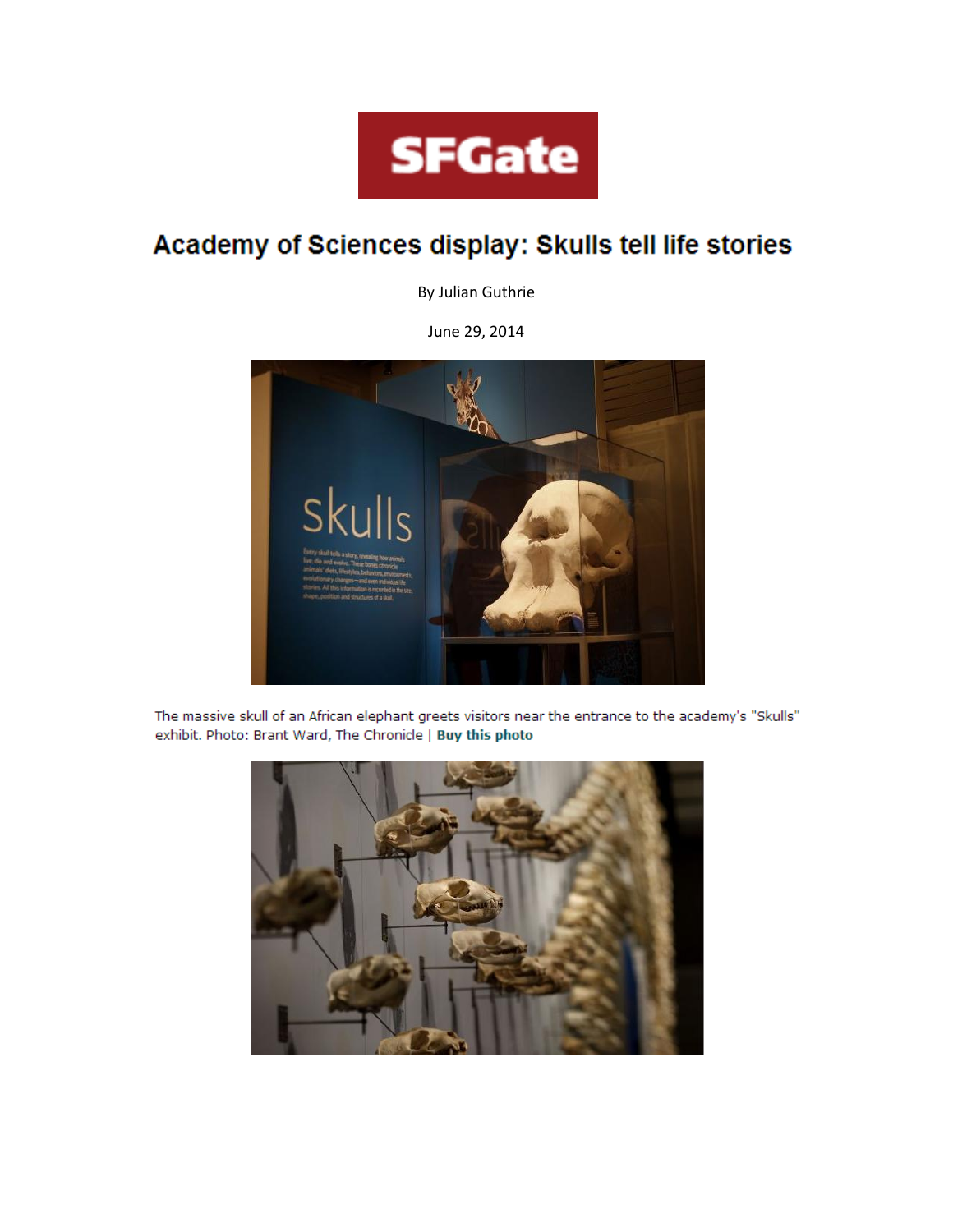SFGate

# Academy of Sciences display: Skulls tell life stories

By Julian Guthrie

June 29, 2014

The massive skull of an African elephant greets visitors near the entrance to the academy's "Skulls" exhibit. Photo: Brant Ward, The Chronicle | **Buy this photo**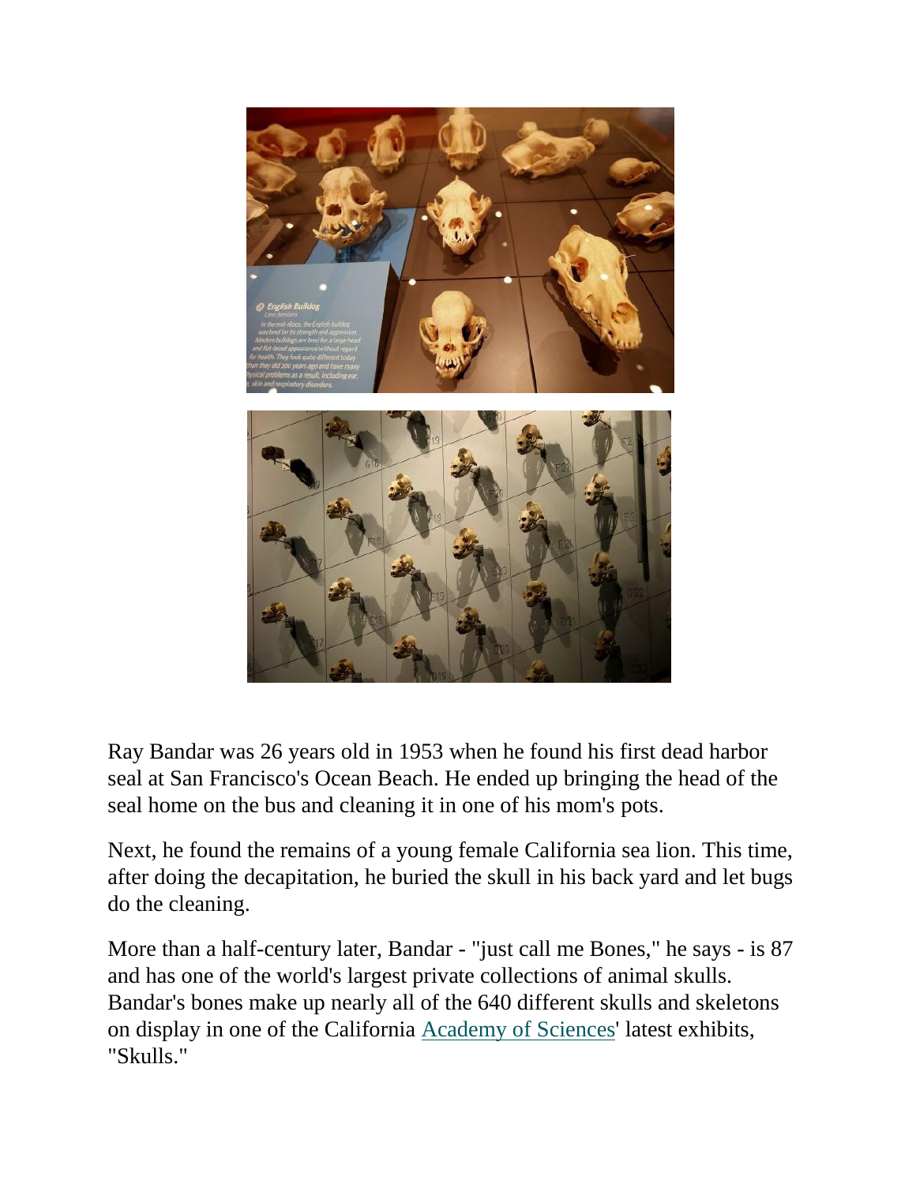Ray Bandar was 26 years old in 1953 when he found his first dead harbor seal at San Francisco's Ocean Beach. He ended up bringing the head of the seal home on the bus and cleaning it in one of his mom's pots.

Next, he found the remains of a young female California sea lion. This time, after doing the decapitation, he buried the skull in his back yard and let bugs do the cleaning.

More than a half-century later, Bandar - "just call me Bones," he says - is 87 and has one of the world's largest private collections of animal skulls. Bandar's bones make up nearly all of the 640 different skulls and skeletons on display in one of the California [Academy of Sciences]' latest exhibits, "Skulls."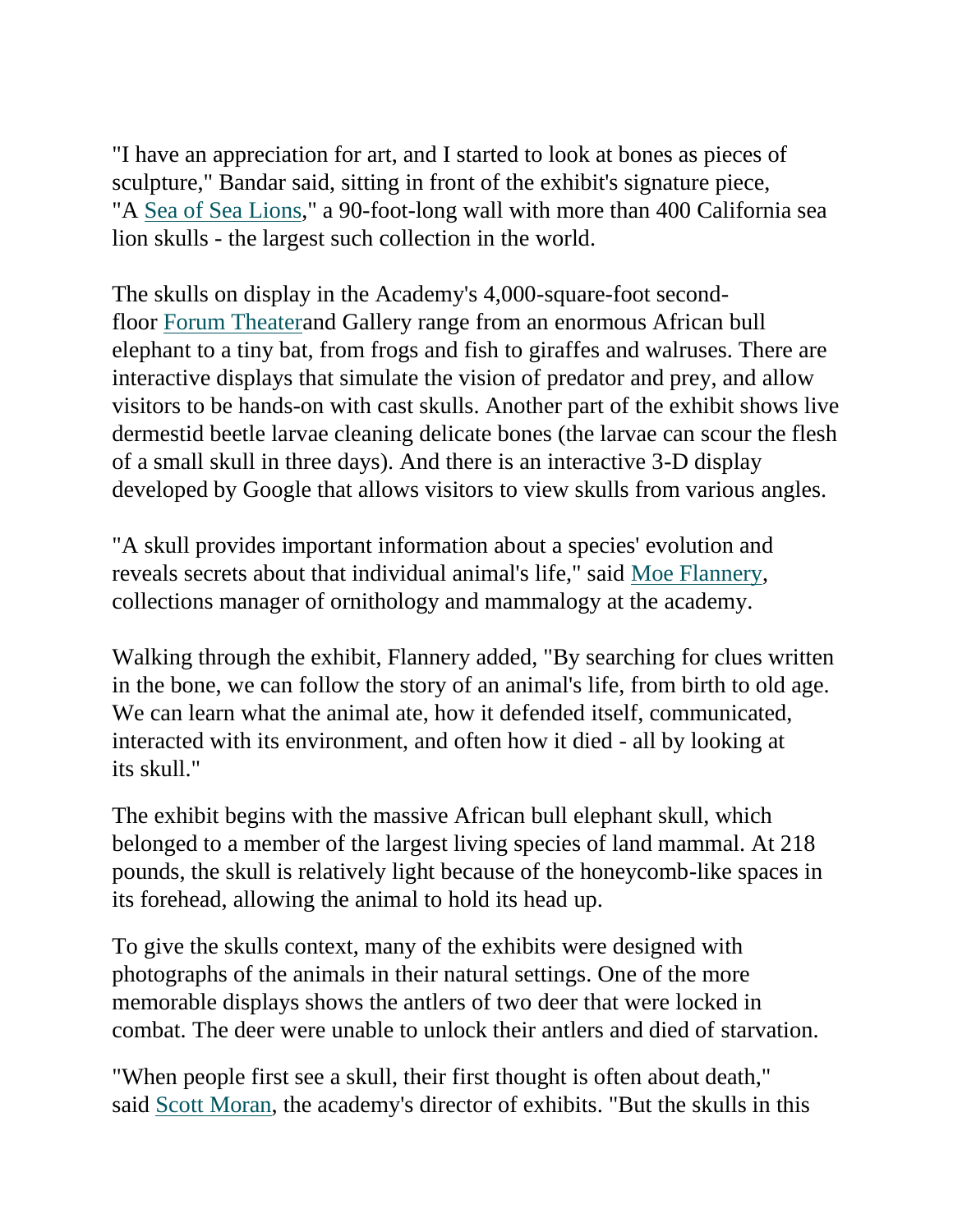"I have an appreciation for art, and I started to look at bones as pieces of sculpture," Bandar said, sitting in front of the exhibit's signature piece, "A Sea of Sea Lions," a 90-foot-long wall with more than 400 California sea lion skulls - the largest such collection in the world.

The skulls on display in the Academy's 4,000-square-foot second-floor Forum Theaterand Gallery range from an enormous African bull elephant to a tiny bat, from frogs and fish to giraffes and walruses. There are interactive displays that simulate the vision of predator and prey, and allow visitors to be hands-on with cast skulls. Another part of the exhibit shows live dermestid beetle larvae cleaning delicate bones (the larvae can scour the flesh of a small skull in three days). And there is an interactive 3-D display developed by Google that allows visitors to view skulls from various angles.

"A skull provides important information about a species' evolution and reveals secrets about that individual animal's life," said Moe Flannery, collections manager of ornithology and mammalogy at the academy.

Walking through the exhibit, Flannery added, "By searching for clues written in the bone, we can follow the story of an animal's life, from birth to old age. We can learn what the animal ate, how it defended itself, communicated, interacted with its environment, and often how it died - all by looking at its skull."

The exhibit begins with the massive African bull elephant skull, which belonged to a member of the largest living species of land mammal. At 218 pounds, the skull is relatively light because of the honeycomb-like spaces in its forehead, allowing the animal to hold its head up.

To give the skulls context, many of the exhibits were designed with photographs of the animals in their natural settings. One of the more memorable displays shows the antlers of two deer that were locked in combat. The deer were unable to unlock their antlers and died of starvation.

"When people first see a skull, their first thought is often about death," said Scott Moran, the academy's director of exhibits. "But the skulls in this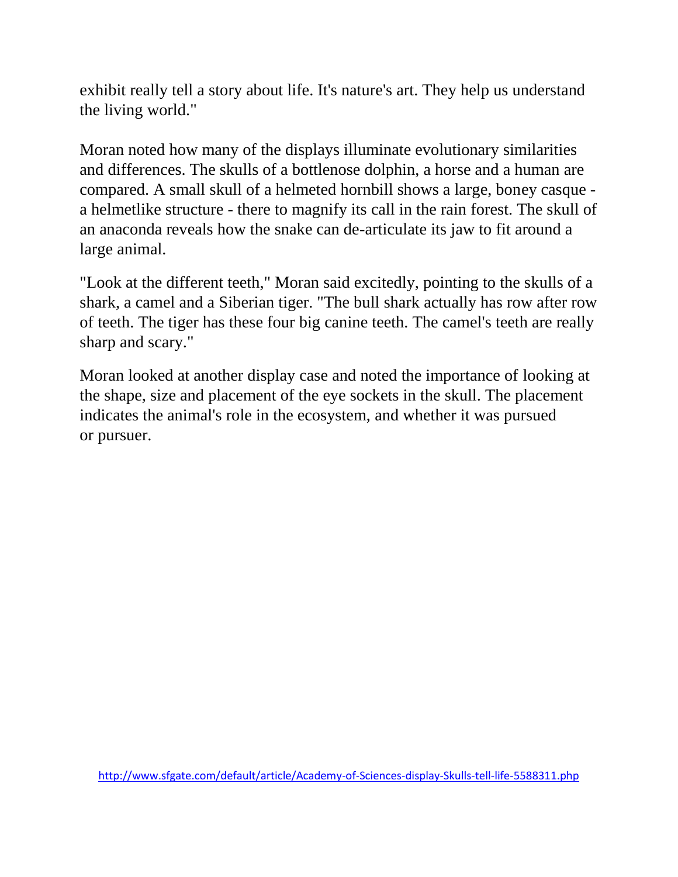exhibit really tell a story about life. It's nature's art. They help us understand the living world."

Moran noted how many of the displays illuminate evolutionary similarities and differences. The skulls of a bottlenose dolphin, a horse and a human are compared. A small skull of a helmeted hornbill shows a large, boney casque - a helmetlike structure - there to magnify its call in the rain forest. The skull of an anaconda reveals how the snake can de-articulate its jaw to fit around a large animal.

"Look at the different teeth," Moran said excitedly, pointing to the skulls of a shark, a camel and a Siberian tiger. "The bull shark actually has row after row of teeth. The tiger has these four big canine teeth. The camel's teeth are really sharp and scary."

Moran looked at another display case and noted the importance of looking at the shape, size and placement of the eye sockets in the skull. The placement indicates the animal's role in the ecosystem, and whether it was pursued or pursuer.

http://www.sfgate.com/default/article/Academy-of-Sciences-display-Skulls-tell-life-5588311.php